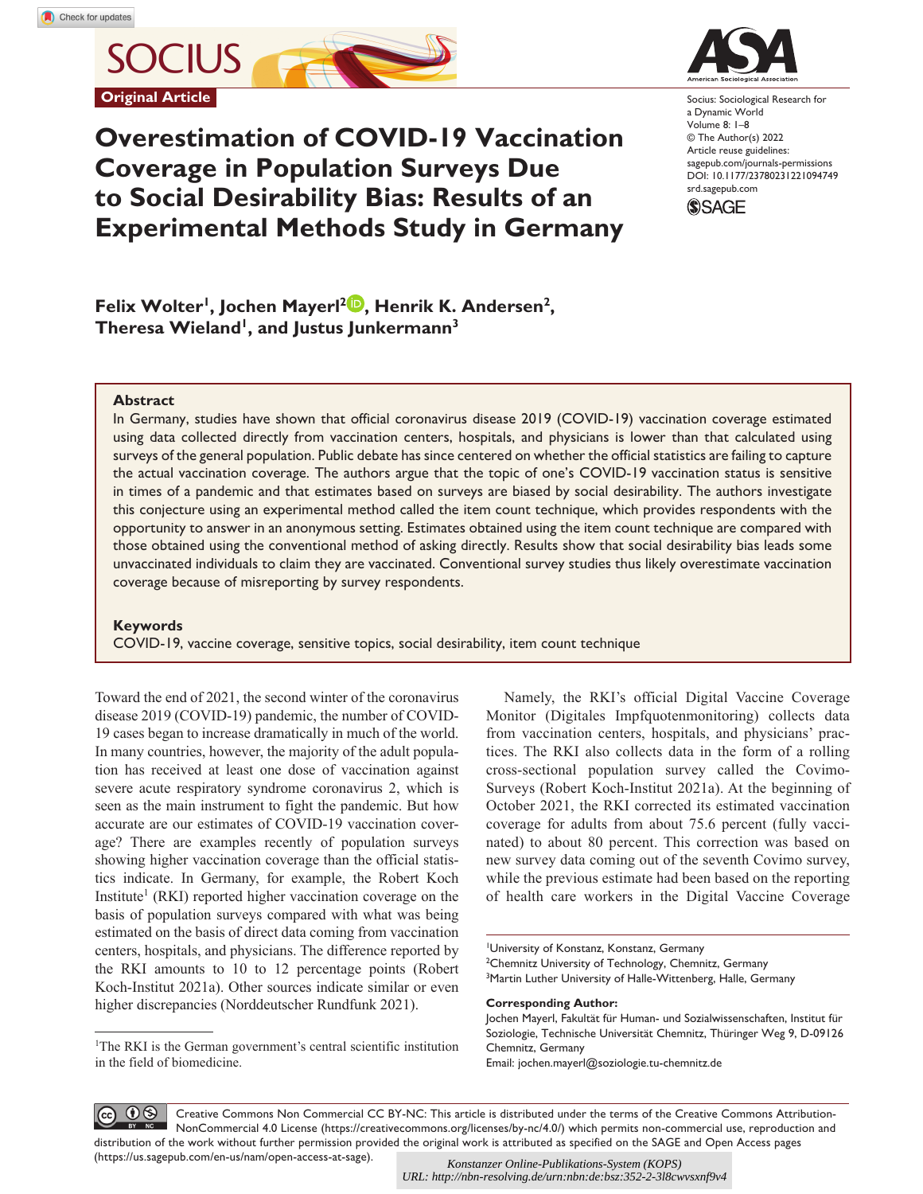Original Article

# Overestimation of COVID-19 Vaccination Coverage in Population Surveys Due to Social Desirability Bias: Results of an Experimental Methods Study in Germany

Socius: Sociological Research for a Dynamic World
Volume 8: 1–8
© The Author(s) 2022
Article reuse guidelines: sagepub.com/journals-permissions
DOI: 10.1177/23780231221094749
srd.sagepub.com

**Felix Wolter[1], Jochen Mayerl[2], Henrik K. Andersen[2], Theresa Wieland[1], and Justus Junkermann[3]**

## Abstract

In Germany, studies have shown that official coronavirus disease 2019 (COVID-19) vaccination coverage estimated using data collected directly from vaccination centers, hospitals, and physicians is lower than that calculated using surveys of the general population. Public debate has since centered on whether the official statistics are failing to capture the actual vaccination coverage. The authors argue that the topic of one's COVID-19 vaccination status is sensitive in times of a pandemic and that estimates based on surveys are biased by social desirability. The authors investigate this conjecture using an experimental method called the item count technique, which provides respondents with the opportunity to answer in an anonymous setting. Estimates obtained using the item count technique are compared with those obtained using the conventional method of asking directly. Results show that social desirability bias leads some unvaccinated individuals to claim they are vaccinated. Conventional survey studies thus likely overestimate vaccination coverage because of misreporting by survey respondents.

### Keywords

COVID-19, vaccine coverage, sensitive topics, social desirability, item count technique

Toward the end of 2021, the second winter of the coronavirus disease 2019 (COVID-19) pandemic, the number of COVID-19 cases began to increase dramatically in much of the world. In many countries, however, the majority of the adult population has received at least one dose of vaccination against severe acute respiratory syndrome coronavirus 2, which is seen as the main instrument to fight the pandemic. But how accurate are our estimates of COVID-19 vaccination coverage? There are examples recently of population surveys showing higher vaccination coverage than the official statistics indicate. In Germany, for example, the Robert Koch Institute[1] (RKI) reported higher vaccination coverage on the basis of population surveys compared with what was being estimated on the basis of direct data coming from vaccination centers, hospitals, and physicians. The difference reported by the RKI amounts to 10 to 12 percentage points (Robert Koch-Institut 2021a). Other sources indicate similar or even higher discrepancies (Norddeutscher Rundfunk 2021).

Namely, the RKI's official Digital Vaccine Coverage Monitor (Digitales Impfquotenmonitoring) collects data from vaccination centers, hospitals, and physicians' practices. The RKI also collects data in the form of a rolling cross-sectional population survey called the Covimo-Surveys (Robert Koch-Institut 2021a). At the beginning of October 2021, the RKI corrected its estimated vaccination coverage for adults from about 75.6 percent (fully vaccinated) to about 80 percent. This correction was based on new survey data coming out of the seventh Covimo survey, while the previous estimate had been based on the reporting of health care workers in the Digital Vaccine Coverage

[1]The RKI is the German government's central scientific institution in the field of biomedicine.

[1]University of Konstanz, Konstanz, Germany
[2]Chemnitz University of Technology, Chemnitz, Germany
[3]Martin Luther University of Halle-Wittenberg, Halle, Germany

**Corresponding Author:**
Jochen Mayerl, Fakultät für Human- und Sozialwissenschaften, Institut für Soziologie, Technische Universität Chemnitz, Thüringer Weg 9, D-09126 Chemnitz, Germany
Email: jochen.mayerl@soziologie.tu-chemnitz.de

Creative Commons Non Commercial CC BY-NC: This article is distributed under the terms of the Creative Commons Attribution-NonCommercial 4.0 License (https://creativecommons.org/licenses/by-nc/4.0/) which permits non-commercial use, reproduction and distribution of the work without further permission provided the original work is attributed as specified on the SAGE and Open Access pages (https://us.sagepub.com/en-us/nam/open-access-at-sage).

*Konstanzer Online-Publikations-System (KOPS)*
*URL: http://nbn-resolving.de/urn:nbn:de:bsz:352-2-3l8cwvsxnf9v4*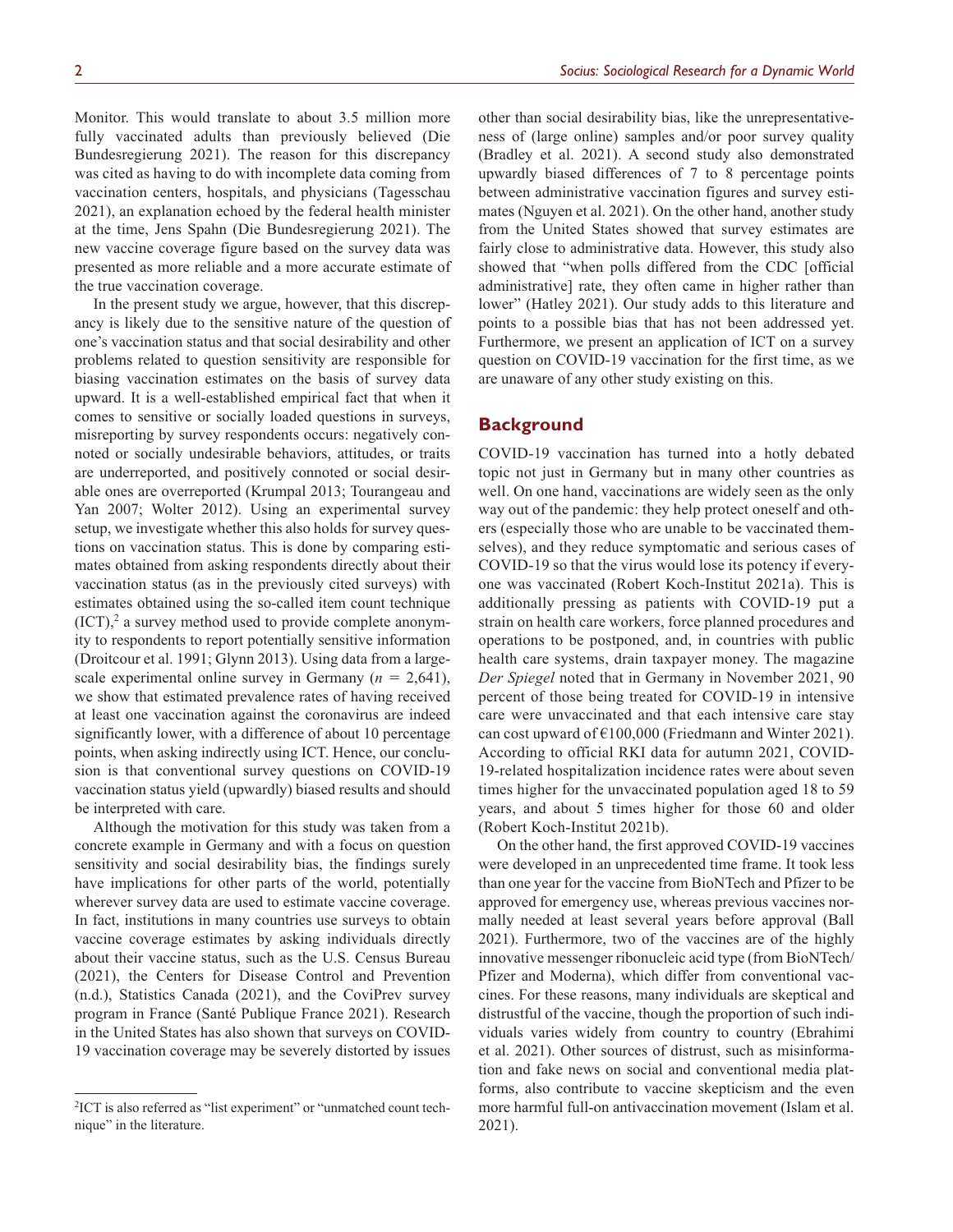Monitor. This would translate to about 3.5 million more fully vaccinated adults than previously believed (Die Bundesregierung 2021). The reason for this discrepancy was cited as having to do with incomplete data coming from vaccination centers, hospitals, and physicians (Tagesschau 2021), an explanation echoed by the federal health minister at the time, Jens Spahn (Die Bundesregierung 2021). The new vaccine coverage figure based on the survey data was presented as more reliable and a more accurate estimate of the true vaccination coverage.

In the present study we argue, however, that this discrepancy is likely due to the sensitive nature of the question of one's vaccination status and that social desirability and other problems related to question sensitivity are responsible for biasing vaccination estimates on the basis of survey data upward. It is a well-established empirical fact that when it comes to sensitive or socially loaded questions in surveys, misreporting by survey respondents occurs: negatively connoted or socially undesirable behaviors, attitudes, or traits are underreported, and positively connoted or social desirable ones are overreported (Krumpal 2013; Tourangeau and Yan 2007; Wolter 2012). Using an experimental survey setup, we investigate whether this also holds for survey questions on vaccination status. This is done by comparing estimates obtained from asking respondents directly about their vaccination status (as in the previously cited surveys) with estimates obtained using the so-called item count technique (ICT),[2] a survey method used to provide complete anonymity to respondents to report potentially sensitive information (Droitcour et al. 1991; Glynn 2013). Using data from a large-scale experimental online survey in Germany ($n$ = 2,641), we show that estimated prevalence rates of having received at least one vaccination against the coronavirus are indeed significantly lower, with a difference of about 10 percentage points, when asking indirectly using ICT. Hence, our conclusion is that conventional survey questions on COVID-19 vaccination status yield (upwardly) biased results and should be interpreted with care.

Although the motivation for this study was taken from a concrete example in Germany and with a focus on question sensitivity and social desirability bias, the findings surely have implications for other parts of the world, potentially wherever survey data are used to estimate vaccine coverage. In fact, institutions in many countries use surveys to obtain vaccine coverage estimates by asking individuals directly about their vaccine status, such as the U.S. Census Bureau (2021), the Centers for Disease Control and Prevention (n.d.), Statistics Canada (2021), and the CoviPrev survey program in France (Santé Publique France 2021). Research in the United States has also shown that surveys on COVID-19 vaccination coverage may be severely distorted by issues other than social desirability bias, like the unrepresentativeness of (large online) samples and/or poor survey quality (Bradley et al. 2021). A second study also demonstrated upwardly biased differences of 7 to 8 percentage points between administrative vaccination figures and survey estimates (Nguyen et al. 2021). On the other hand, another study from the United States showed that survey estimates are fairly close to administrative data. However, this study also showed that "when polls differed from the CDC [official administrative] rate, they often came in higher rather than lower" (Hatley 2021). Our study adds to this literature and points to a possible bias that has not been addressed yet. Furthermore, we present an application of ICT on a survey question on COVID-19 vaccination for the first time, as we are unaware of any other study existing on this.

## Background

COVID-19 vaccination has turned into a hotly debated topic not just in Germany but in many other countries as well. On one hand, vaccinations are widely seen as the only way out of the pandemic: they help protect oneself and others (especially those who are unable to be vaccinated themselves), and they reduce symptomatic and serious cases of COVID-19 so that the virus would lose its potency if everyone was vaccinated (Robert Koch-Institut 2021a). This is additionally pressing as patients with COVID-19 put a strain on health care workers, force planned procedures and operations to be postponed, and, in countries with public health care systems, drain taxpayer money. The magazine *Der Spiegel* noted that in Germany in November 2021, 90 percent of those being treated for COVID-19 in intensive care were unvaccinated and that each intensive care stay can cost upward of €100,000 (Friedmann and Winter 2021). According to official RKI data for autumn 2021, COVID-19-related hospitalization incidence rates were about seven times higher for the unvaccinated population aged 18 to 59 years, and about 5 times higher for those 60 and older (Robert Koch-Institut 2021b).

On the other hand, the first approved COVID-19 vaccines were developed in an unprecedented time frame. It took less than one year for the vaccine from BioNTech and Pfizer to be approved for emergency use, whereas previous vaccines normally needed at least several years before approval (Ball 2021). Furthermore, two of the vaccines are of the highly innovative messenger ribonucleic acid type (from BioNTech/Pfizer and Moderna), which differ from conventional vaccines. For these reasons, many individuals are skeptical and distrustful of the vaccine, though the proportion of such individuals varies widely from country to country (Ebrahimi et al. 2021). Other sources of distrust, such as misinformation and fake news on social and conventional media platforms, also contribute to vaccine skepticism and the even more harmful full-on antivaccination movement (Islam et al. 2021).

[2]ICT is also referred as "list experiment" or "unmatched count technique" in the literature.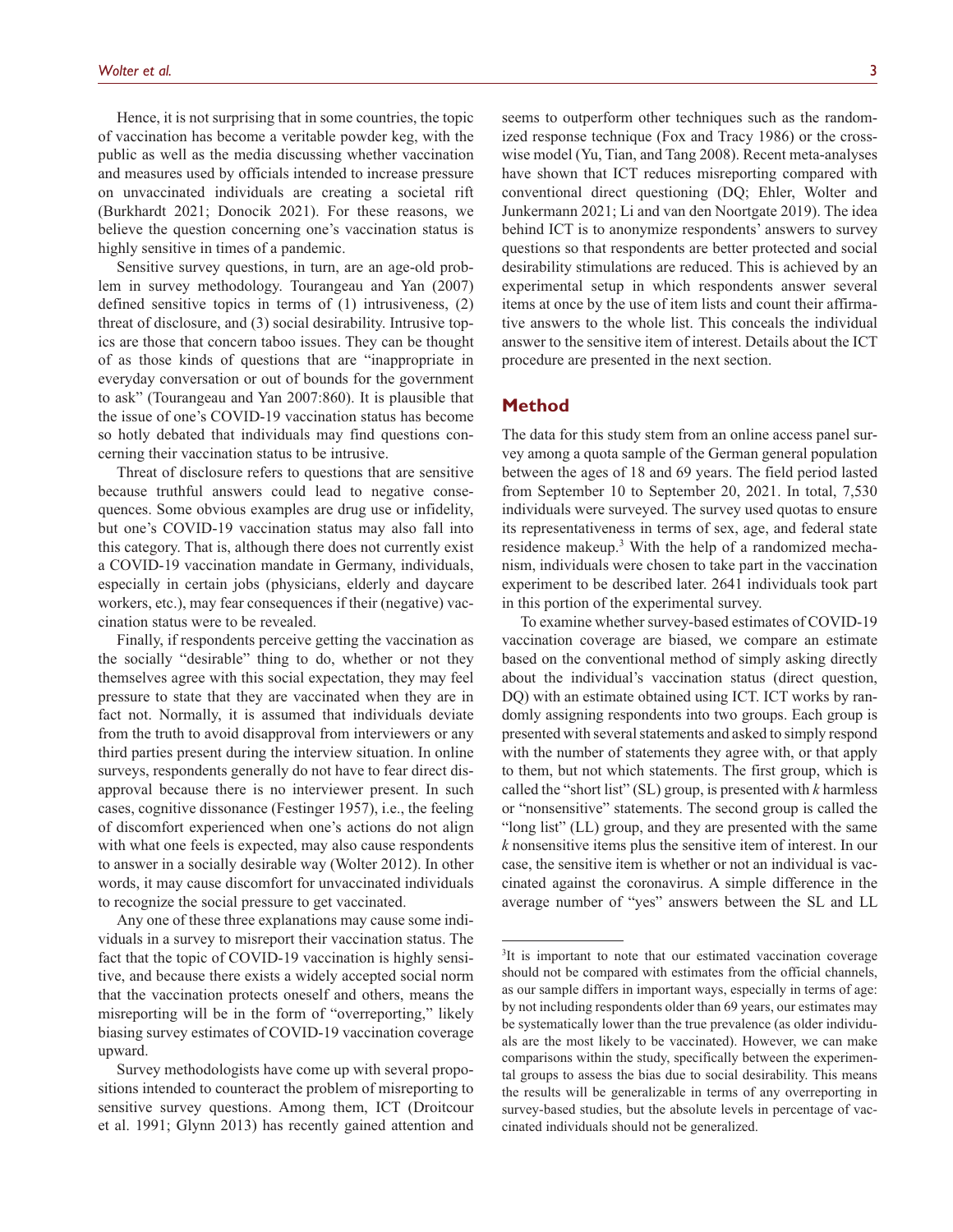Hence, it is not surprising that in some countries, the topic of vaccination has become a veritable powder keg, with the public as well as the media discussing whether vaccination and measures used by officials intended to increase pressure on unvaccinated individuals are creating a societal rift (Burkhardt 2021; Donocik 2021). For these reasons, we believe the question concerning one's vaccination status is highly sensitive in times of a pandemic.

Sensitive survey questions, in turn, are an age-old problem in survey methodology. Tourangeau and Yan (2007) defined sensitive topics in terms of (1) intrusiveness, (2) threat of disclosure, and (3) social desirability. Intrusive topics are those that concern taboo issues. They can be thought of as those kinds of questions that are "inappropriate in everyday conversation or out of bounds for the government to ask" (Tourangeau and Yan 2007:860). It is plausible that the issue of one's COVID-19 vaccination status has become so hotly debated that individuals may find questions concerning their vaccination status to be intrusive.

Threat of disclosure refers to questions that are sensitive because truthful answers could lead to negative consequences. Some obvious examples are drug use or infidelity, but one's COVID-19 vaccination status may also fall into this category. That is, although there does not currently exist a COVID-19 vaccination mandate in Germany, individuals, especially in certain jobs (physicians, elderly and daycare workers, etc.), may fear consequences if their (negative) vaccination status were to be revealed.

Finally, if respondents perceive getting the vaccination as the socially "desirable" thing to do, whether or not they themselves agree with this social expectation, they may feel pressure to state that they are vaccinated when they are in fact not. Normally, it is assumed that individuals deviate from the truth to avoid disapproval from interviewers or any third parties present during the interview situation. In online surveys, respondents generally do not have to fear direct disapproval because there is no interviewer present. In such cases, cognitive dissonance (Festinger 1957), i.e., the feeling of discomfort experienced when one's actions do not align with what one feels is expected, may also cause respondents to answer in a socially desirable way (Wolter 2012). In other words, it may cause discomfort for unvaccinated individuals to recognize the social pressure to get vaccinated.

Any one of these three explanations may cause some individuals in a survey to misreport their vaccination status. The fact that the topic of COVID-19 vaccination is highly sensitive, and because there exists a widely accepted social norm that the vaccination protects oneself and others, means the misreporting will be in the form of "overreporting," likely biasing survey estimates of COVID-19 vaccination coverage upward.

Survey methodologists have come up with several propositions intended to counteract the problem of misreporting to sensitive survey questions. Among them, ICT (Droitcour et al. 1991; Glynn 2013) has recently gained attention and seems to outperform other techniques such as the randomized response technique (Fox and Tracy 1986) or the crosswise model (Yu, Tian, and Tang 2008). Recent meta-analyses have shown that ICT reduces misreporting compared with conventional direct questioning (DQ; Ehler, Wolter and Junkermann 2021; Li and van den Noortgate 2019). The idea behind ICT is to anonymize respondents' answers to survey questions so that respondents are better protected and social desirability stimulations are reduced. This is achieved by an experimental setup in which respondents answer several items at once by the use of item lists and count their affirmative answers to the whole list. This conceals the individual answer to the sensitive item of interest. Details about the ICT procedure are presented in the next section.

## Method

The data for this study stem from an online access panel survey among a quota sample of the German general population between the ages of 18 and 69 years. The field period lasted from September 10 to September 20, 2021. In total, 7,530 individuals were surveyed. The survey used quotas to ensure its representativeness in terms of sex, age, and federal state residence makeup.[3] With the help of a randomized mechanism, individuals were chosen to take part in the vaccination experiment to be described later. 2641 individuals took part in this portion of the experimental survey.

To examine whether survey-based estimates of COVID-19 vaccination coverage are biased, we compare an estimate based on the conventional method of simply asking directly about the individual's vaccination status (direct question, DQ) with an estimate obtained using ICT. ICT works by randomly assigning respondents into two groups. Each group is presented with several statements and asked to simply respond with the number of statements they agree with, or that apply to them, but not which statements. The first group, which is called the "short list" (SL) group, is presented with $k$ harmless or "nonsensitive" statements. The second group is called the "long list" (LL) group, and they are presented with the same $k$ nonsensitive items plus the sensitive item of interest. In our case, the sensitive item is whether or not an individual is vaccinated against the coronavirus. A simple difference in the average number of "yes" answers between the SL and LL

[3]It is important to note that our estimated vaccination coverage should not be compared with estimates from the official channels, as our sample differs in important ways, especially in terms of age: by not including respondents older than 69 years, our estimates may be systematically lower than the true prevalence (as older individuals are the most likely to be vaccinated). However, we can make comparisons within the study, specifically between the experimental groups to assess the bias due to social desirability. This means the results will be generalizable in terms of any overreporting in survey-based studies, but the absolute levels in percentage of vaccinated individuals should not be generalized.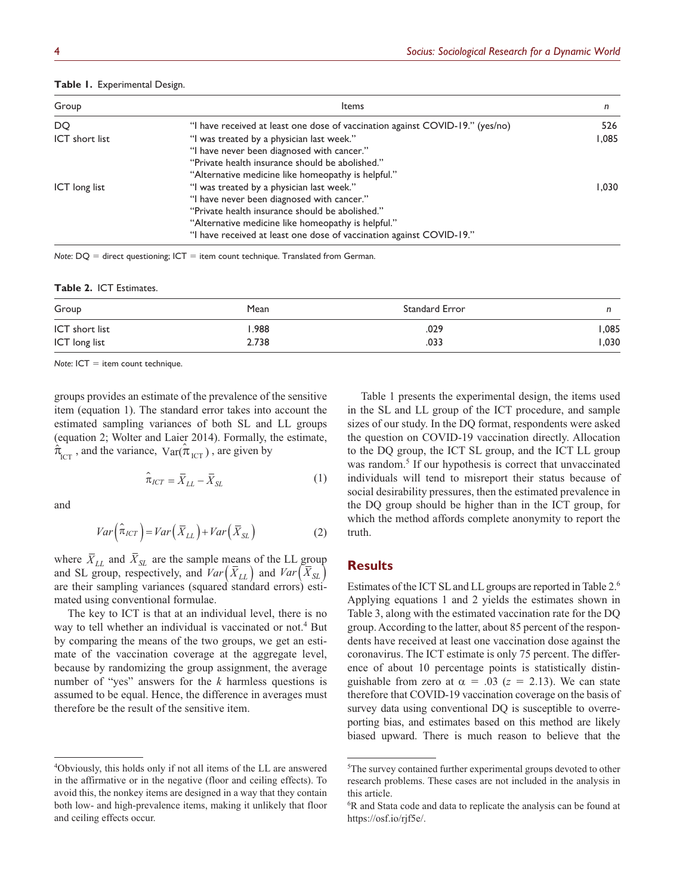**Table 1.** Experimental Design.

| Group | Items | n |
|---|---|---|
| DQ | "I have received at least one dose of vaccination against COVID-19." (yes/no) | 526 |
| ICT short list | "I was treated by a physician last week."<br>"I have never been diagnosed with cancer."<br>"Private health insurance should be abolished."<br>"Alternative medicine like homeopathy is helpful." | 1,085 |
| ICT long list | "I was treated by a physician last week."<br>"I have never been diagnosed with cancer."<br>"Private health insurance should be abolished."<br>"Alternative medicine like homeopathy is helpful."<br>"I have received at least one dose of vaccination against COVID-19." | 1,030 |

*Note*: DQ = direct questioning; ICT = item count technique. Translated from German.

**Table 2.** ICT Estimates.

| Group | Mean | Standard Error | n |
|---|---|---|---|
| ICT short list | 1.988 | .029 | 1,085 |
| ICT long list | 2.738 | .033 | 1,030 |

*Note*: ICT = item count technique.

groups provides an estimate of the prevalence of the sensitive item (equation 1). The standard error takes into account the estimated sampling variances of both SL and LL groups (equation 2; Wolter and Laier 2014). Formally, the estimate, $\hat{\pi}_{ICT}$, and the variance, $\mathrm{Var}(\hat{\pi}_{ICT})$, are given by

$$\hat{\pi}_{ICT} = \bar{X}_{LL} - \bar{X}_{SL} \tag{1}$$

and

$$Var\left(\hat{\pi}_{ICT}\right) = Var\left(\bar{X}_{LL}\right) + Var\left(\bar{X}_{SL}\right) \tag{2}$$

where $\bar{X}_{LL}$ and $\bar{X}_{SL}$ are the sample means of the LL group and SL group, respectively, and $Var\left(\bar{X}_{LL}\right)$ and $Var\left(\bar{X}_{SL}\right)$ are their sampling variances (squared standard errors) estimated using conventional formulae.

The key to ICT is that at an individual level, there is no way to tell whether an individual is vaccinated or not.[4] But by comparing the means of the two groups, we get an estimate of the vaccination coverage at the aggregate level, because by randomizing the group assignment, the average number of "yes" answers for the $k$ harmless questions is assumed to be equal. Hence, the difference in averages must therefore be the result of the sensitive item.

Table 1 presents the experimental design, the items used in the SL and LL group of the ICT procedure, and sample sizes of our study. In the DQ format, respondents were asked the question on COVID-19 vaccination directly. Allocation to the DQ group, the ICT SL group, and the ICT LL group was random.[5] If our hypothesis is correct that unvaccinated individuals will tend to misreport their status because of social desirability pressures, then the estimated prevalence in the DQ group should be higher than in the ICT group, for which the method affords complete anonymity to report the truth.

## Results

Estimates of the ICT SL and LL groups are reported in Table 2.[6] Applying equations 1 and 2 yields the estimates shown in Table 3, along with the estimated vaccination rate for the DQ group. According to the latter, about 85 percent of the respondents have received at least one vaccination dose against the coronavirus. The ICT estimate is only 75 percent. The difference of about 10 percentage points is statistically distinguishable from zero at $\alpha = .03$ ($z = 2.13$). We can state therefore that COVID-19 vaccination coverage on the basis of survey data using conventional DQ is susceptible to overreporting bias, and estimates based on this method are likely biased upward. There is much reason to believe that the

[4]Obviously, this holds only if not all items of the LL are answered in the affirmative or in the negative (floor and ceiling effects). To avoid this, the nonkey items are designed in a way that they contain both low- and high-prevalence items, making it unlikely that floor and ceiling effects occur.

[5]The survey contained further experimental groups devoted to other research problems. These cases are not included in the analysis in this article.

[6]R and Stata code and data to replicate the analysis can be found at https://osf.io/rjf5e/.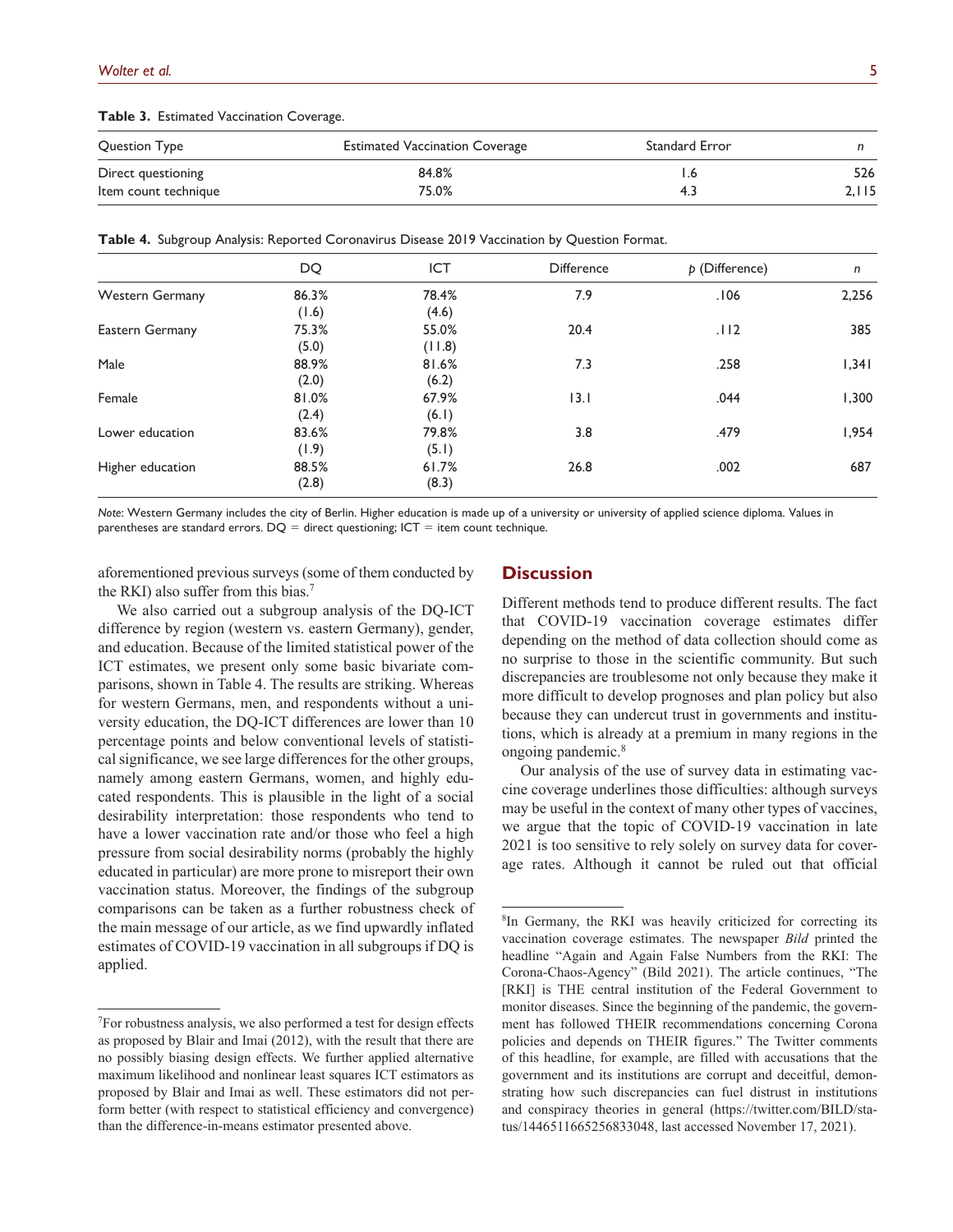Table 3. Estimated Vaccination Coverage.

| Question Type | Estimated Vaccination Coverage | Standard Error | n |
|---|---|---|---|
| Direct questioning | 84.8% | 1.6 | 526 |
| Item count technique | 75.0% | 4.3 | 2,115 |

Table 4. Subgroup Analysis: Reported Coronavirus Disease 2019 Vaccination by Question Format.

| | DQ | ICT | Difference | p (Difference) | n |
|---|---|---|---|---|---|
| Western Germany | 86.3% (1.6) | 78.4% (4.6) | 7.9 | .106 | 2,256 |
| Eastern Germany | 75.3% (5.0) | 55.0% (11.8) | 20.4 | .112 | 385 |
| Male | 88.9% (2.0) | 81.6% (6.2) | 7.3 | .258 | 1,341 |
| Female | 81.0% (2.4) | 67.9% (6.1) | 13.1 | .044 | 1,300 |
| Lower education | 83.6% (1.9) | 79.8% (5.1) | 3.8 | .479 | 1,954 |
| Higher education | 88.5% (2.8) | 61.7% (8.3) | 26.8 | .002 | 687 |

*Note:* Western Germany includes the city of Berlin. Higher education is made up of a university or university of applied science diploma. Values in parentheses are standard errors. DQ = direct questioning; ICT = item count technique.

aforementioned previous surveys (some of them conducted by the RKI) also suffer from this bias.[7]

We also carried out a subgroup analysis of the DQ-ICT difference by region (western vs. eastern Germany), gender, and education. Because of the limited statistical power of the ICT estimates, we present only some basic bivariate comparisons, shown in Table 4. The results are striking. Whereas for western Germans, men, and respondents without a university education, the DQ-ICT differences are lower than 10 percentage points and below conventional levels of statistical significance, we see large differences for the other groups, namely among eastern Germans, women, and highly educated respondents. This is plausible in the light of a social desirability interpretation: those respondents who tend to have a lower vaccination rate and/or those who feel a high pressure from social desirability norms (probably the highly educated in particular) are more prone to misreport their own vaccination status. Moreover, the findings of the subgroup comparisons can be taken as a further robustness check of the main message of our article, as we find upwardly inflated estimates of COVID-19 vaccination in all subgroups if DQ is applied.

## Discussion

Different methods tend to produce different results. The fact that COVID-19 vaccination coverage estimates differ depending on the method of data collection should come as no surprise to those in the scientific community. But such discrepancies are troublesome not only because they make it more difficult to develop prognoses and plan policy but also because they can undercut trust in governments and institutions, which is already at a premium in many regions in the ongoing pandemic.[8]

Our analysis of the use of survey data in estimating vaccine coverage underlines those difficulties: although surveys may be useful in the context of many other types of vaccines, we argue that the topic of COVID-19 vaccination in late 2021 is too sensitive to rely solely on survey data for coverage rates. Although it cannot be ruled out that official

[7] For robustness analysis, we also performed a test for design effects as proposed by Blair and Imai (2012), with the result that there are no possibly biasing design effects. We further applied alternative maximum likelihood and nonlinear least squares ICT estimators as proposed by Blair and Imai as well. These estimators did not perform better (with respect to statistical efficiency and convergence) than the difference-in-means estimator presented above.

[8] In Germany, the RKI was heavily criticized for correcting its vaccination coverage estimates. The newspaper *Bild* printed the headline "Again and Again False Numbers from the RKI: The Corona-Chaos-Agency" (Bild 2021). The article continues, "The [RKI] is THE central institution of the Federal Government to monitor diseases. Since the beginning of the pandemic, the government has followed THEIR recommendations concerning Corona policies and depends on THEIR figures." The Twitter comments of this headline, for example, are filled with accusations that the government and its institutions are corrupt and deceitful, demonstrating how such discrepancies can fuel distrust in institutions and conspiracy theories in general (https://twitter.com/BILD/status/1446511665256833048, last accessed November 17, 2021).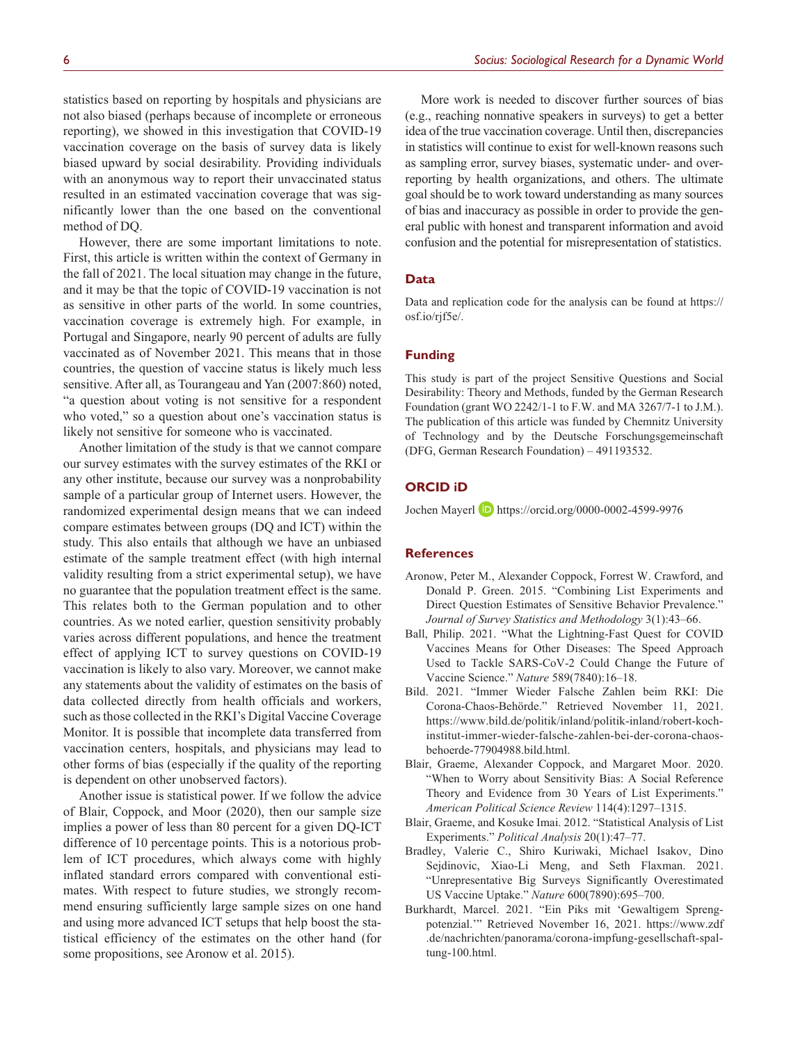statistics based on reporting by hospitals and physicians are not also biased (perhaps because of incomplete or erroneous reporting), we showed in this investigation that COVID-19 vaccination coverage on the basis of survey data is likely biased upward by social desirability. Providing individuals with an anonymous way to report their unvaccinated status resulted in an estimated vaccination coverage that was significantly lower than the one based on the conventional method of DQ.

However, there are some important limitations to note. First, this article is written within the context of Germany in the fall of 2021. The local situation may change in the future, and it may be that the topic of COVID-19 vaccination is not as sensitive in other parts of the world. In some countries, vaccination coverage is extremely high. For example, in Portugal and Singapore, nearly 90 percent of adults are fully vaccinated as of November 2021. This means that in those countries, the question of vaccine status is likely much less sensitive. After all, as Tourangeau and Yan (2007:860) noted, "a question about voting is not sensitive for a respondent who voted," so a question about one's vaccination status is likely not sensitive for someone who is vaccinated.

Another limitation of the study is that we cannot compare our survey estimates with the survey estimates of the RKI or any other institute, because our survey was a nonprobability sample of a particular group of Internet users. However, the randomized experimental design means that we can indeed compare estimates between groups (DQ and ICT) within the study. This also entails that although we have an unbiased estimate of the sample treatment effect (with high internal validity resulting from a strict experimental setup), we have no guarantee that the population treatment effect is the same. This relates both to the German population and to other countries. As we noted earlier, question sensitivity probably varies across different populations, and hence the treatment effect of applying ICT to survey questions on COVID-19 vaccination is likely to also vary. Moreover, we cannot make any statements about the validity of estimates on the basis of data collected directly from health officials and workers, such as those collected in the RKI's Digital Vaccine Coverage Monitor. It is possible that incomplete data transferred from vaccination centers, hospitals, and physicians may lead to other forms of bias (especially if the quality of the reporting is dependent on other unobserved factors).

Another issue is statistical power. If we follow the advice of Blair, Coppock, and Moor (2020), then our sample size implies a power of less than 80 percent for a given DQ-ICT difference of 10 percentage points. This is a notorious problem of ICT procedures, which always come with highly inflated standard errors compared with conventional estimates. With respect to future studies, we strongly recommend ensuring sufficiently large sample sizes on one hand and using more advanced ICT setups that help boost the statistical efficiency of the estimates on the other hand (for some propositions, see Aronow et al. 2015).

More work is needed to discover further sources of bias (e.g., reaching nonnative speakers in surveys) to get a better idea of the true vaccination coverage. Until then, discrepancies in statistics will continue to exist for well-known reasons such as sampling error, survey biases, systematic under- and overreporting by health organizations, and others. The ultimate goal should be to work toward understanding as many sources of bias and inaccuracy as possible in order to provide the general public with honest and transparent information and avoid confusion and the potential for misrepresentation of statistics.

## Data

Data and replication code for the analysis can be found at https://osf.io/rjf5e/.

## Funding

This study is part of the project Sensitive Questions and Social Desirability: Theory and Methods, funded by the German Research Foundation (grant WO 2242/1-1 to F.W. and MA 3267/7-1 to J.M.). The publication of this article was funded by Chemnitz University of Technology and by the Deutsche Forschungsgemeinschaft (DFG, German Research Foundation) – 491193532.

## ORCID iD

Jochen Mayerl https://orcid.org/0000-0002-4599-9976

## References

Aronow, Peter M., Alexander Coppock, Forrest W. Crawford, and Donald P. Green. 2015. "Combining List Experiments and Direct Question Estimates of Sensitive Behavior Prevalence." *Journal of Survey Statistics and Methodology* 3(1):43–66.

Ball, Philip. 2021. "What the Lightning-Fast Quest for COVID Vaccines Means for Other Diseases: The Speed Approach Used to Tackle SARS-CoV-2 Could Change the Future of Vaccine Science." *Nature* 589(7840):16–18.

Bild. 2021. "Immer Wieder Falsche Zahlen beim RKI: Die Corona-Chaos-Behörde." Retrieved November 11, 2021. https://www.bild.de/politik/inland/politik-inland/robert-koch-institut-immer-wieder-falsche-zahlen-bei-der-corona-chaos-behoerde-77904988.bild.html.

Blair, Graeme, Alexander Coppock, and Margaret Moor. 2020. "When to Worry about Sensitivity Bias: A Social Reference Theory and Evidence from 30 Years of List Experiments." *American Political Science Review* 114(4):1297–1315.

Blair, Graeme, and Kosuke Imai. 2012. "Statistical Analysis of List Experiments." *Political Analysis* 20(1):47–77.

Bradley, Valerie C., Shiro Kuriwaki, Michael Isakov, Dino Sejdinovic, Xiao-Li Meng, and Seth Flaxman. 2021. "Unrepresentative Big Surveys Significantly Overestimated US Vaccine Uptake." *Nature* 600(7890):695–700.

Burkhardt, Marcel. 2021. "Ein Piks mit 'Gewaltigem Sprengpotenzial.'" Retrieved November 16, 2021. https://www.zdf.de/nachrichten/panorama/corona-impfung-gesellschaft-spaltung-100.html.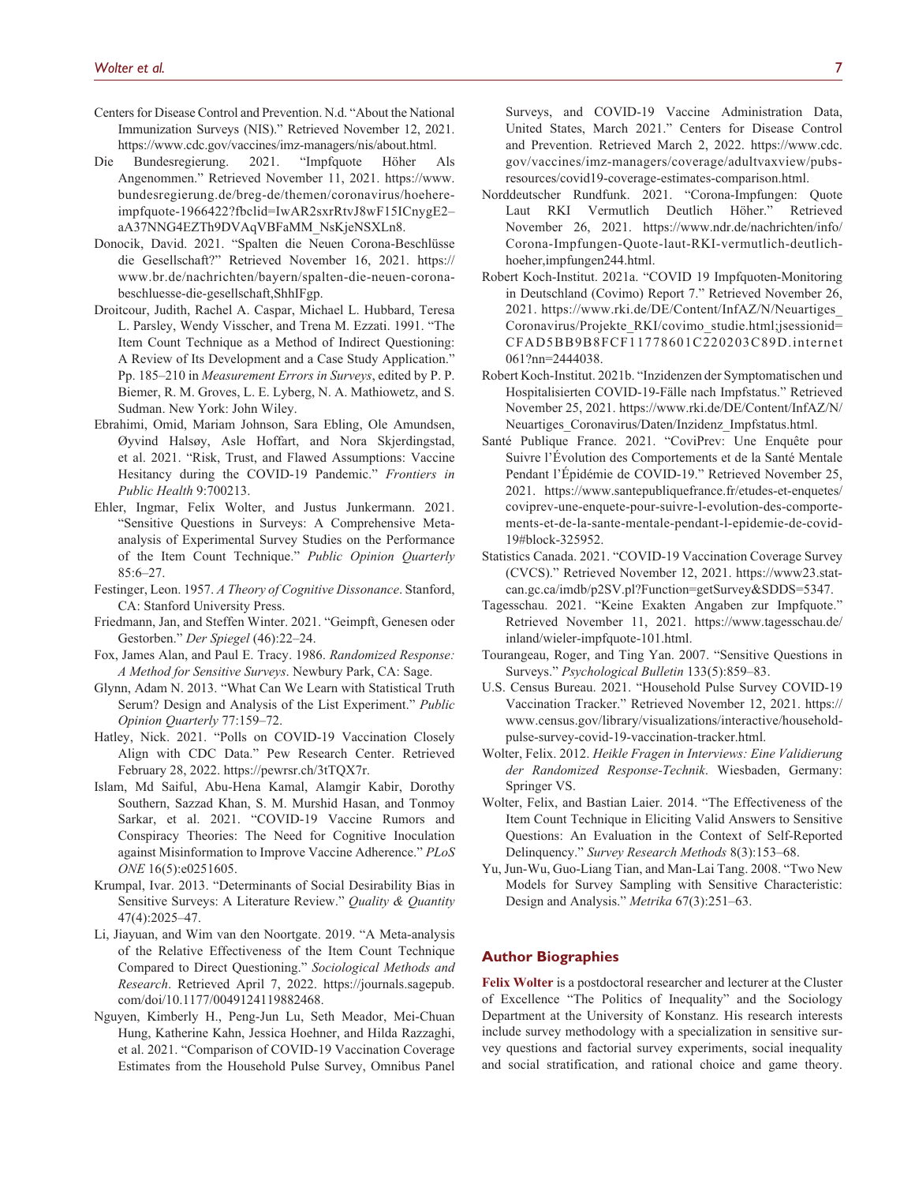Centers for Disease Control and Prevention. N.d. "About the National Immunization Surveys (NIS)." Retrieved November 12, 2021. https://www.cdc.gov/vaccines/imz-managers/nis/about.html.

Die Bundesregierung. 2021. "Impfquote Höher Als Angenommen." Retrieved November 11, 2021. https://www.bundesregierung.de/breg-de/themen/coronavirus/hoehere-impfquote-1966422?fbclid=IwAR2sxrRtvJ8wF15ICnygE2–aA37NNG4EZTh9DVAqVBFaMM_NsKjeNSXLn8.

Donocik, David. 2021. "Spalten die Neuen Corona-Beschlüsse die Gesellschaft?" Retrieved November 16, 2021. https://www.br.de/nachrichten/bayern/spalten-die-neuen-corona-beschluesse-die-gesellschaft,ShhIFgp.

Droitcour, Judith, Rachel A. Caspar, Michael L. Hubbard, Teresa L. Parsley, Wendy Visscher, and Trena M. Ezzati. 1991. "The Item Count Technique as a Method of Indirect Questioning: A Review of Its Development and a Case Study Application." Pp. 185–210 in *Measurement Errors in Surveys*, edited by P. P. Biemer, R. M. Groves, L. E. Lyberg, N. A. Mathiowetz, and S. Sudman. New York: John Wiley.

Ebrahimi, Omid, Mariam Johnson, Sara Ebling, Ole Amundsen, Øyvind Halsøy, Asle Hoffart, and Nora Skjerdingstad, et al. 2021. "Risk, Trust, and Flawed Assumptions: Vaccine Hesitancy during the COVID-19 Pandemic." *Frontiers in Public Health* 9:700213.

Ehler, Ingmar, Felix Wolter, and Justus Junkermann. 2021. "Sensitive Questions in Surveys: A Comprehensive Meta-analysis of Experimental Survey Studies on the Performance of the Item Count Technique." *Public Opinion Quarterly* 85:6–27.

Festinger, Leon. 1957. *A Theory of Cognitive Dissonance*. Stanford, CA: Stanford University Press.

Friedmann, Jan, and Steffen Winter. 2021. "Geimpft, Genesen oder Gestorben." *Der Spiegel* (46):22–24.

Fox, James Alan, and Paul E. Tracy. 1986. *Randomized Response: A Method for Sensitive Surveys*. Newbury Park, CA: Sage.

Glynn, Adam N. 2013. "What Can We Learn with Statistical Truth Serum? Design and Analysis of the List Experiment." *Public Opinion Quarterly* 77:159–72.

Hatley, Nick. 2021. "Polls on COVID-19 Vaccination Closely Align with CDC Data." Pew Research Center. Retrieved February 28, 2022. https://pewrsr.ch/3tTQX7r.

Islam, Md Saiful, Abu-Hena Kamal, Alamgir Kabir, Dorothy Southern, Sazzad Khan, S. M. Murshid Hasan, and Tonmoy Sarkar, et al. 2021. "COVID-19 Vaccine Rumors and Conspiracy Theories: The Need for Cognitive Inoculation against Misinformation to Improve Vaccine Adherence." *PLoS ONE* 16(5):e0251605.

Krumpal, Ivar. 2013. "Determinants of Social Desirability Bias in Sensitive Surveys: A Literature Review." *Quality & Quantity* 47(4):2025–47.

Li, Jiayuan, and Wim van den Noortgate. 2019. "A Meta-analysis of the Relative Effectiveness of the Item Count Technique Compared to Direct Questioning." *Sociological Methods and Research*. Retrieved April 7, 2022. https://journals.sagepub.com/doi/10.1177/0049124119882468.

Nguyen, Kimberly H., Peng-Jun Lu, Seth Meador, Mei-Chuan Hung, Katherine Kahn, Jessica Hoehner, and Hilda Razzaghi, et al. 2021. "Comparison of COVID-19 Vaccination Coverage Estimates from the Household Pulse Survey, Omnibus Panel Surveys, and COVID-19 Vaccine Administration Data, United States, March 2021." Centers for Disease Control and Prevention. Retrieved March 2, 2022. https://www.cdc.gov/vaccines/imz-managers/coverage/adultvaxview/pubs-resources/covid19-coverage-estimates-comparison.html.

Norddeutscher Rundfunk. 2021. "Corona-Impfungen: Quote Laut RKI Vermutlich Deutlich Höher." Retrieved November 26, 2021. https://www.ndr.de/nachrichten/info/Corona-Impfungen-Quote-laut-RKI-vermutlich-deutlich-hoeher,impfungen244.html.

Robert Koch-Institut. 2021a. "COVID 19 Impfquoten-Monitoring in Deutschland (Covimo) Report 7." Retrieved November 26, 2021. https://www.rki.de/DE/Content/InfAZ/N/Neuartiges_Coronavirus/Projekte_RKI/covimo_studie.html;jsessionid=CFAD5BB9B8FCF11778601C220203C89D.internet061?nn=2444038.

Robert Koch-Institut. 2021b. "Inzidenzen der Symptomatischen und Hospitalisierten COVID-19-Fälle nach Impfstatus." Retrieved November 25, 2021. https://www.rki.de/DE/Content/InfAZ/N/Neuartiges_Coronavirus/Daten/Inzidenz_Impfstatus.html.

Santé Publique France. 2021. "CoviPrev: Une Enquête pour Suivre l'Évolution des Comportements et de la Santé Mentale Pendant l'Épidémie de COVID-19." Retrieved November 25, 2021. https://www.santepubliquefrance.fr/etudes-et-enquetes/coviprev-une-enquete-pour-suivre-l-evolution-des-comportements-et-de-la-sante-mentale-pendant-l-epidemie-de-covid-19#block-325952.

Statistics Canada. 2021. "COVID-19 Vaccination Coverage Survey (CVCS)." Retrieved November 12, 2021. https://www23.statcan.gc.ca/imdb/p2SV.pl?Function=getSurvey&SDDS=5347.

Tagesschau. 2021. "Keine Exakten Angaben zur Impfquote." Retrieved November 11, 2021. https://www.tagesschau.de/inland/wieler-impfquote-101.html.

Tourangeau, Roger, and Ting Yan. 2007. "Sensitive Questions in Surveys." *Psychological Bulletin* 133(5):859–83.

U.S. Census Bureau. 2021. "Household Pulse Survey COVID-19 Vaccination Tracker." Retrieved November 12, 2021. https://www.census.gov/library/visualizations/interactive/household-pulse-survey-covid-19-vaccination-tracker.html.

Wolter, Felix. 2012. *Heikle Fragen in Interviews: Eine Validierung der Randomized Response-Technik*. Wiesbaden, Germany: Springer VS.

Wolter, Felix, and Bastian Laier. 2014. "The Effectiveness of the Item Count Technique in Eliciting Valid Answers to Sensitive Questions: An Evaluation in the Context of Self-Reported Delinquency." *Survey Research Methods* 8(3):153–68.

Yu, Jun-Wu, Guo-Liang Tian, and Man-Lai Tang. 2008. "Two New Models for Survey Sampling with Sensitive Characteristic: Design and Analysis." *Metrika* 67(3):251–63.

## Author Biographies

**Felix Wolter** is a postdoctoral researcher and lecturer at the Cluster of Excellence "The Politics of Inequality" and the Sociology Department at the University of Konstanz. His research interests include survey methodology with a specialization in sensitive survey questions and factorial survey experiments, social inequality and social stratification, and rational choice and game theory.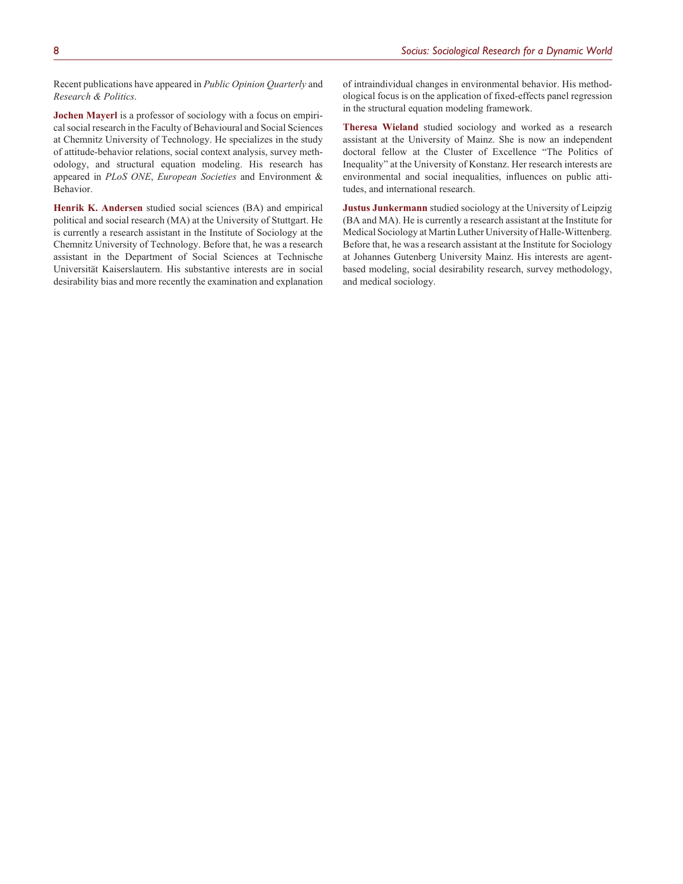Recent publications have appeared in *Public Opinion Quarterly* and *Research & Politics*.

**Jochen Mayerl** is a professor of sociology with a focus on empirical social research in the Faculty of Behavioural and Social Sciences at Chemnitz University of Technology. He specializes in the study of attitude-behavior relations, social context analysis, survey methodology, and structural equation modeling. His research has appeared in *PLoS ONE*, *European Societies* and Environment & Behavior.

**Henrik K. Andersen** studied social sciences (BA) and empirical political and social research (MA) at the University of Stuttgart. He is currently a research assistant in the Institute of Sociology at the Chemnitz University of Technology. Before that, he was a research assistant in the Department of Social Sciences at Technische Universität Kaiserslautern. His substantive interests are in social desirability bias and more recently the examination and explanation of intraindividual changes in environmental behavior. His methodological focus is on the application of fixed-effects panel regression in the structural equation modeling framework.

**Theresa Wieland** studied sociology and worked as a research assistant at the University of Mainz. She is now an independent doctoral fellow at the Cluster of Excellence "The Politics of Inequality" at the University of Konstanz. Her research interests are environmental and social inequalities, influences on public attitudes, and international research.

**Justus Junkermann** studied sociology at the University of Leipzig (BA and MA). He is currently a research assistant at the Institute for Medical Sociology at Martin Luther University of Halle-Wittenberg. Before that, he was a research assistant at the Institute for Sociology at Johannes Gutenberg University Mainz. His interests are agent-based modeling, social desirability research, survey methodology, and medical sociology.